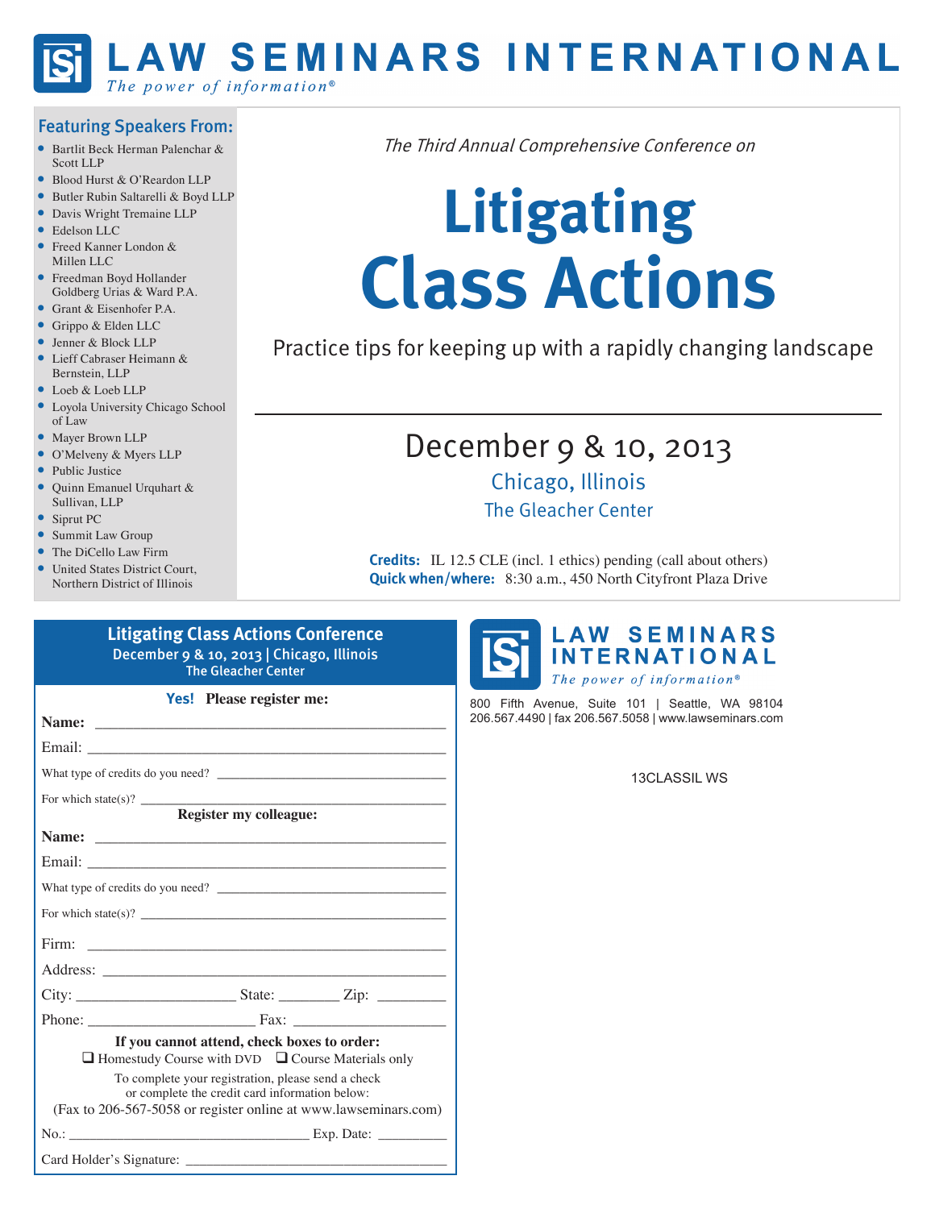# LAW SEMINARS INTERNATIONAL

*The power of information®*

## Featuring Speakers From:

- Bartlit Beck Herman Palenchar & Scott LLP
- Blood Hurst & O'Reardon LLP
- Butler Rubin Saltarelli & Boyd LLP
- Davis Wright Tremaine LLP
- Edelson LLC
- Freed Kanner London & Millen LLC
- Freedman Boyd Hollander Goldberg Urias & Ward P.A.
- Grant & Eisenhofer P.A.
- Grippo & Elden LLC
- Jenner & Block LLP
- Lieff Cabraser Heimann & Bernstein, LLP
- Loeb & Loeb LLP
- Loyola University Chicago School of Law
- Mayer Brown LLP
- O'Melveny & Myers LLP
- Public Justice
- Quinn Emanuel Urquhart & Sullivan, LLP
- Siprut PC
- Summit Law Group
- The DiCello Law Firm
- United States District Court, Northern District of Illinois

*The Third Annual Comprehensive Conference on*

# Litigating Class Actions

Practice tips for keeping up with a rapidly changing landscape

---

## December 9 & 10, 2013

Chicago, Illinois

The Gleacher Center

**Credits:** IL 12.5 CLE (incl. 1 ethics) pending (call about others)

**Quick when/where:** 8:30 a.m., 450 North Cityfront Plaza Drive

---

### Litigating Class Actions Conference

December 9 & 10, 2013 | Chicago, Illinois

The Gleacher Center

**Yes! Please register me:**

**Name:** ______________________________

Email: ______________________________

What type of credits do you need? ______________________________

For which state(s)? ______________________________

**Register my colleague:**

**Name:** ______________________________

Email: ______________________________

What type of credits do you need? ______________________________

For which state(s)? ______________________________

Firm: ______________________________

Address: ______________________________

City: ____________ State: ________ Zip: ________

Phone: ____________ Fax: ____________

**If you cannot attend, check boxes to order:**

❑ Homestudy Course with DVD ❑ Course Materials only

To complete your registration, please send a check or complete the credit card information below:

(Fax to 206-567-5058 or register online at www.lawseminars.com)

No.: ______________________________ Exp. Date: ________

Card Holder's Signature: ______________________________

---

LAW SEMINARS INTERNATIONAL

*The power of information®*

800 Fifth Avenue, Suite 101 | Seattle, WA 98104

206.567.4490 | fax 206.567.5058 | www.lawseminars.com

13CLASSIL WS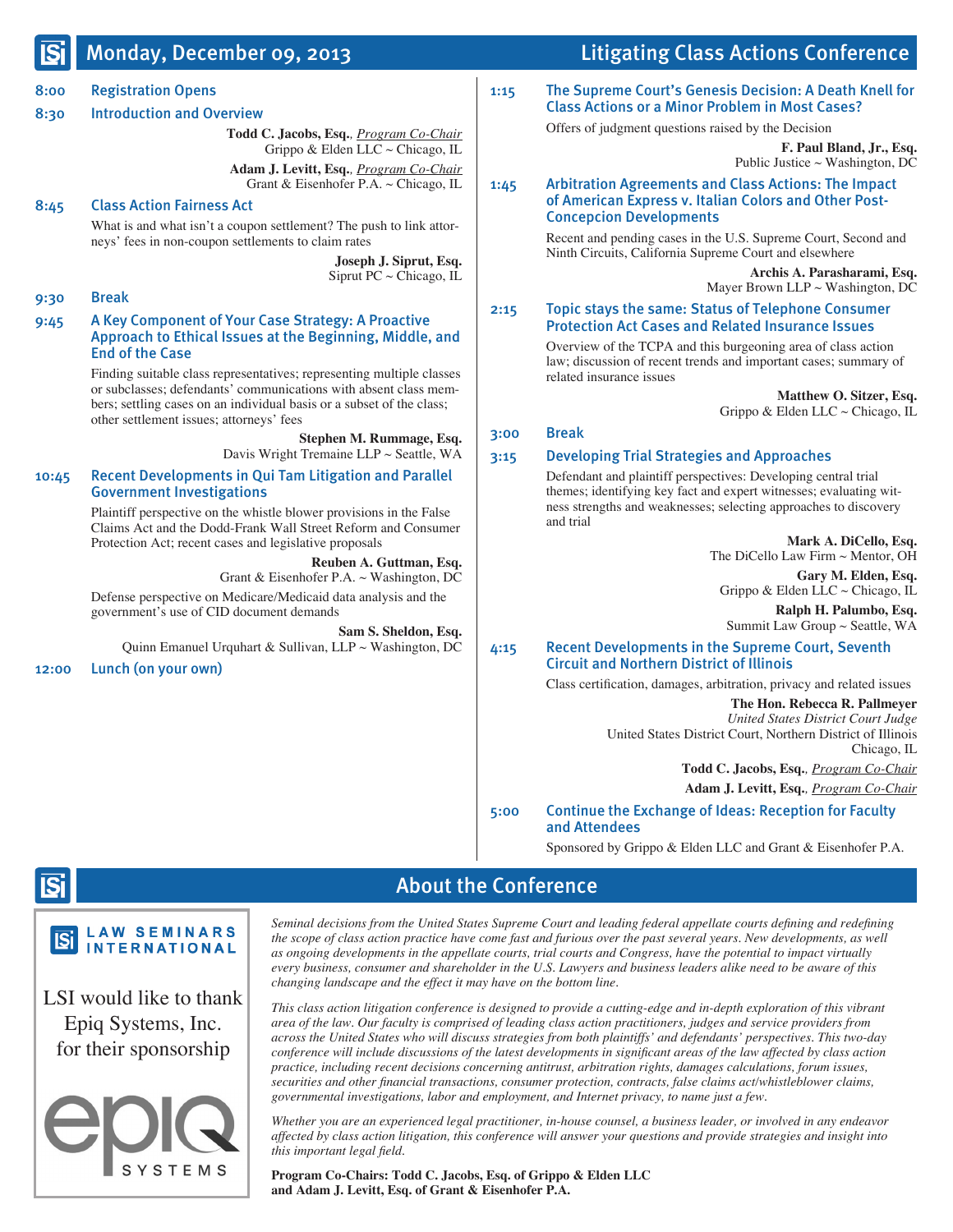## Monday, December 09, 2013 — Litigating Class Actions Conference

**8:00 Registration Opens**

**8:30 Introduction and Overview**

**Todd C. Jacobs, Esq.**, *Program Co-Chair*
Grippo & Elden LLC ~ Chicago, IL

**Adam J. Levitt, Esq.**, *Program Co-Chair*
Grant & Eisenhofer P.A. ~ Chicago, IL

**8:45 Class Action Fairness Act**

What is and what isn't a coupon settlement? The push to link attorneys' fees in non-coupon settlements to claim rates

**Joseph J. Siprut, Esq.**
Siprut PC ~ Chicago, IL

**9:30 Break**

**9:45 A Key Component of Your Case Strategy: A Proactive Approach to Ethical Issues at the Beginning, Middle, and End of the Case**

Finding suitable class representatives; representing multiple classes or subclasses; defendants' communications with absent class members; settling cases on an individual basis or a subset of the class; other settlement issues; attorneys' fees

**Stephen M. Rummage, Esq.**
Davis Wright Tremaine LLP ~ Seattle, WA

**10:45 Recent Developments in Qui Tam Litigation and Parallel Government Investigations**

Plaintiff perspective on the whistle blower provisions in the False Claims Act and the Dodd-Frank Wall Street Reform and Consumer Protection Act; recent cases and legislative proposals

**Reuben A. Guttman, Esq.**
Grant & Eisenhofer P.A. ~ Washington, DC

Defense perspective on Medicare/Medicaid data analysis and the government's use of CID document demands

**Sam S. Sheldon, Esq.**
Quinn Emanuel Urquhart & Sullivan, LLP ~ Washington, DC

**12:00 Lunch (on your own)**

**1:15 The Supreme Court's Genesis Decision: A Death Knell for Class Actions or a Minor Problem in Most Cases?**

Offers of judgment questions raised by the Decision

**F. Paul Bland, Jr., Esq.**
Public Justice ~ Washington, DC

**1:45 Arbitration Agreements and Class Actions: The Impact of American Express v. Italian Colors and Other Post-Concepcion Developments**

Recent and pending cases in the U.S. Supreme Court, Second and Ninth Circuits, California Supreme Court and elsewhere

**Archis A. Parasharami, Esq.**
Mayer Brown LLP ~ Washington, DC

**2:15 Topic stays the same: Status of Telephone Consumer Protection Act Cases and Related Insurance Issues**

Overview of the TCPA and this burgeoning area of class action law; discussion of recent trends and important cases; summary of related insurance issues

**Matthew O. Sitzer, Esq.**
Grippo & Elden LLC ~ Chicago, IL

**3:00 Break**

**3:15 Developing Trial Strategies and Approaches**

Defendant and plaintiff perspectives: Developing central trial themes; identifying key fact and expert witnesses; evaluating witness strengths and weaknesses; selecting approaches to discovery and trial

**Mark A. DiCello, Esq.**
The DiCello Law Firm ~ Mentor, OH

**Gary M. Elden, Esq.**
Grippo & Elden LLC ~ Chicago, IL

**Ralph H. Palumbo, Esq.**
Summit Law Group ~ Seattle, WA

**4:15 Recent Developments in the Supreme Court, Seventh Circuit and Northern District of Illinois**

Class certification, damages, arbitration, privacy and related issues

**The Hon. Rebecca R. Pallmeyer**
*United States District Court Judge*
United States District Court, Northern District of Illinois
Chicago, IL

**Todd C. Jacobs, Esq.**, *Program Co-Chair*

**Adam J. Levitt, Esq.**, *Program Co-Chair*

**5:00 Continue the Exchange of Ideas: Reception for Faculty and Attendees**

Sponsored by Grippo & Elden LLC and Grant & Eisenhofer P.A.

## About the Conference

LAW SEMINARS INTERNATIONAL

LSI would like to thank Epiq Systems, Inc. for their sponsorship

epiq SYSTEMS

*Seminal decisions from the United States Supreme Court and leading federal appellate courts defining and redefining the scope of class action practice have come fast and furious over the past several years. New developments, as well as ongoing developments in the appellate courts, trial courts and Congress, have the potential to impact virtually every business, consumer and shareholder in the U.S. Lawyers and business leaders alike need to be aware of this changing landscape and the effect it may have on the bottom line.*

*This class action litigation conference is designed to provide a cutting-edge and in-depth exploration of this vibrant area of the law. Our faculty is comprised of leading class action practitioners, judges and service providers from across the United States who will discuss strategies from both plaintiffs' and defendants' perspectives. This two-day conference will include discussions of the latest developments in significant areas of the law affected by class action practice, including recent decisions concerning antitrust, arbitration rights, damages calculations, forum issues, securities and other financial transactions, consumer protection, contracts, false claims act/whistleblower claims, governmental investigations, labor and employment, and Internet privacy, to name just a few.*

*Whether you are an experienced legal practitioner, in-house counsel, a business leader, or involved in any endeavor affected by class action litigation, this conference will answer your questions and provide strategies and insight into this important legal field.*

**Program Co-Chairs: Todd C. Jacobs, Esq. of Grippo & Elden LLC and Adam J. Levitt, Esq. of Grant & Eisenhofer P.A.**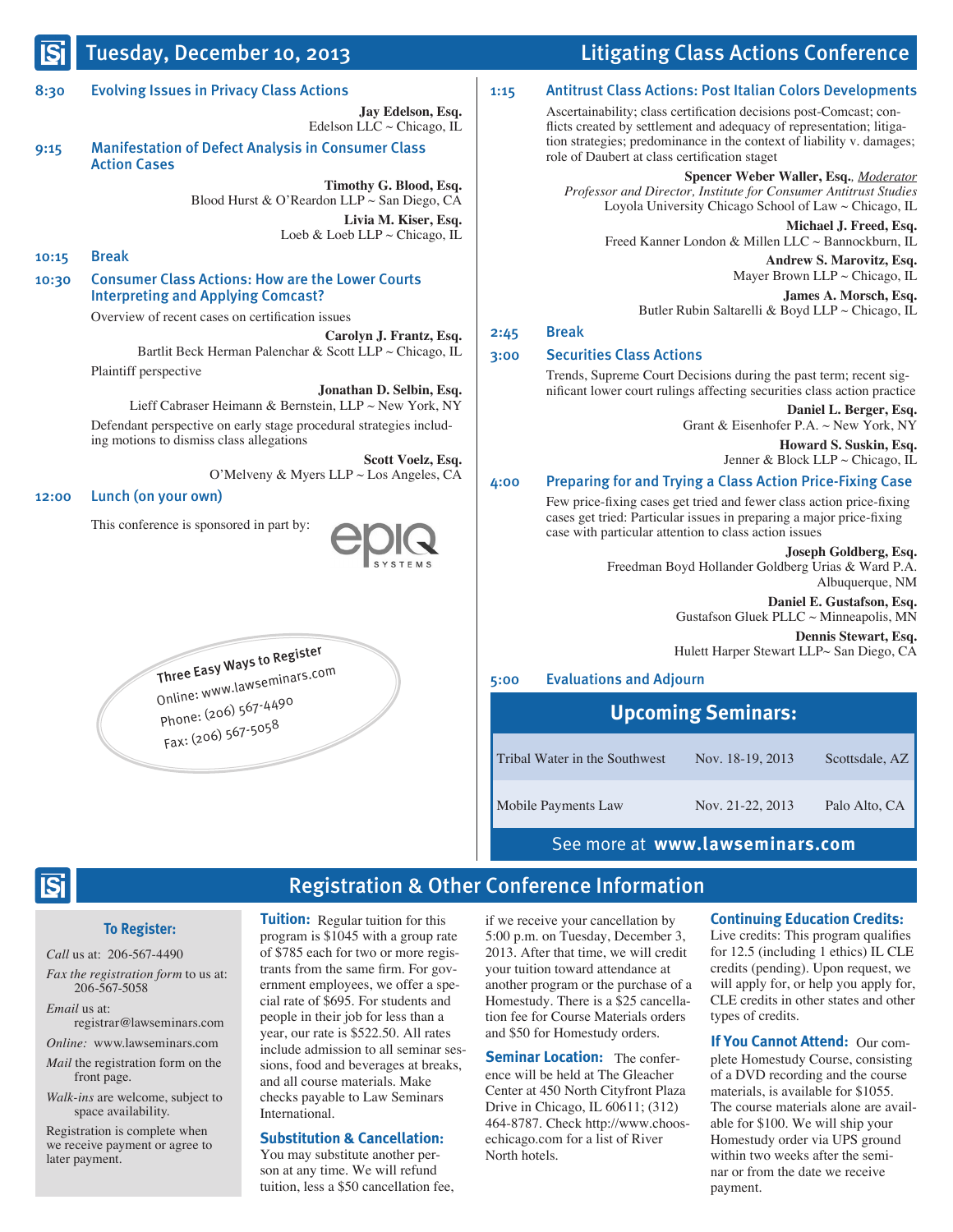# Tuesday, December 10, 2013 — Litigating Class Actions Conference

**8:30 Evolving Issues in Privacy Class Actions**

**Jay Edelson, Esq.**
Edelson LLC ~ Chicago, IL

**9:15 Manifestation of Defect Analysis in Consumer Class Action Cases**

**Timothy G. Blood, Esq.**
Blood Hurst & O'Reardon LLP ~ San Diego, CA

**Livia M. Kiser, Esq.**
Loeb & Loeb LLP ~ Chicago, IL

**10:15 Break**

**10:30 Consumer Class Actions: How are the Lower Courts Interpreting and Applying Comcast?**

Overview of recent cases on certification issues

**Carolyn J. Frantz, Esq.**
Bartlit Beck Herman Palenchar & Scott LLP ~ Chicago, IL

Plaintiff perspective

**Jonathan D. Selbin, Esq.**
Lieff Cabraser Heimann & Bernstein, LLP ~ New York, NY

Defendant perspective on early stage procedural strategies including motions to dismiss class allegations

**Scott Voelz, Esq.**
O'Melveny & Myers LLP ~ Los Angeles, CA

**12:00 Lunch (on your own)**

This conference is sponsored in part by: epiq SYSTEMS

**Three Easy Ways to Register**
Online: www.lawseminars.com
Phone: (206) 567-4490
Fax: (206) 567-5058

**1:15 Antitrust Class Actions: Post Italian Colors Developments**

Ascertainability; class certification decisions post-Comcast; conflicts created by settlement and adequacy of representation; litigation strategies; predominance in the context of liability v. damages; role of Daubert at class certification staget

**Spencer Weber Waller, Esq.**, *Moderator*
*Professor and Director, Institute for Consumer Antitrust Studies*
Loyola University Chicago School of Law ~ Chicago, IL

**Michael J. Freed, Esq.**
Freed Kanner London & Millen LLC ~ Bannockburn, IL

**Andrew S. Marovitz, Esq.**
Mayer Brown LLP ~ Chicago, IL

**James A. Morsch, Esq.**
Butler Rubin Saltarelli & Boyd LLP ~ Chicago, IL

**2:45 Break**

**3:00 Securities Class Actions**

Trends, Supreme Court Decisions during the past term; recent significant lower court rulings affecting securities class action practice

**Daniel L. Berger, Esq.**
Grant & Eisenhofer P.A. ~ New York, NY

**Howard S. Suskin, Esq.**
Jenner & Block LLP ~ Chicago, IL

**4:00 Preparing for and Trying a Class Action Price-Fixing Case**

Few price-fixing cases get tried and fewer class action price-fixing cases get tried: Particular issues in preparing a major price-fixing case with particular attention to class action issues

**Joseph Goldberg, Esq.**
Freedman Boyd Hollander Goldberg Urias & Ward P.A.
Albuquerque, NM

**Daniel E. Gustafson, Esq.**
Gustafson Gluek PLLC ~ Minneapolis, MN

**Dennis Stewart, Esq.**
Hulett Harper Stewart LLP~ San Diego, CA

**5:00 Evaluations and Adjourn**

## Upcoming Seminars:

| Seminar | Dates | Location |
|---|---|---|
| Tribal Water in the Southwest | Nov. 18-19, 2013 | Scottsdale, AZ |
| Mobile Payments Law | Nov. 21-22, 2013 | Palo Alto, CA |

See more at **www.lawseminars.com**

# Registration & Other Conference Information

### To Register:

*Call* us at: 206-567-4490

*Fax the registration form* to us at: 206-567-5058

*Email* us at: registrar@lawseminars.com

*Online:* www.lawseminars.com

*Mail* the registration form on the front page.

*Walk-ins* are welcome, subject to space availability.

Registration is complete when we receive payment or agree to later payment.

**Tuition:** Regular tuition for this program is $1045 with a group rate of $785 each for two or more registrants from the same firm. For government employees, we offer a special rate of $695. For students and people in their job for less than a year, our rate is $522.50. All rates include admission to all seminar sessions, food and beverages at breaks, and all course materials. Make checks payable to Law Seminars International.

**Substitution & Cancellation:** You may substitute another person at any time. We will refund tuition, less a $50 cancellation fee, if we receive your cancellation by 5:00 p.m. on Tuesday, December 3, 2013. After that time, we will credit your tuition toward attendance at another program or the purchase of a Homestudy. There is a $25 cancellation fee for Course Materials orders and $50 for Homestudy orders.

**Seminar Location:** The conference will be held at The Gleacher Center at 450 North Cityfront Plaza Drive in Chicago, IL 60611; (312) 464-8787. Check http://www.chooseechicago.com for a list of River North hotels.

**Continuing Education Credits:** Live credits: This program qualifies for 12.5 (including 1 ethics) IL CLE credits (pending). Upon request, we will apply for, or help you apply for, CLE credits in other states and other types of credits.

**If You Cannot Attend:** Our complete Homestudy Course, consisting of a DVD recording and the course materials, is available for $1055. The course materials alone are available for $100. We will ship your Homestudy order via UPS ground within two weeks after the seminar or from the date we receive payment.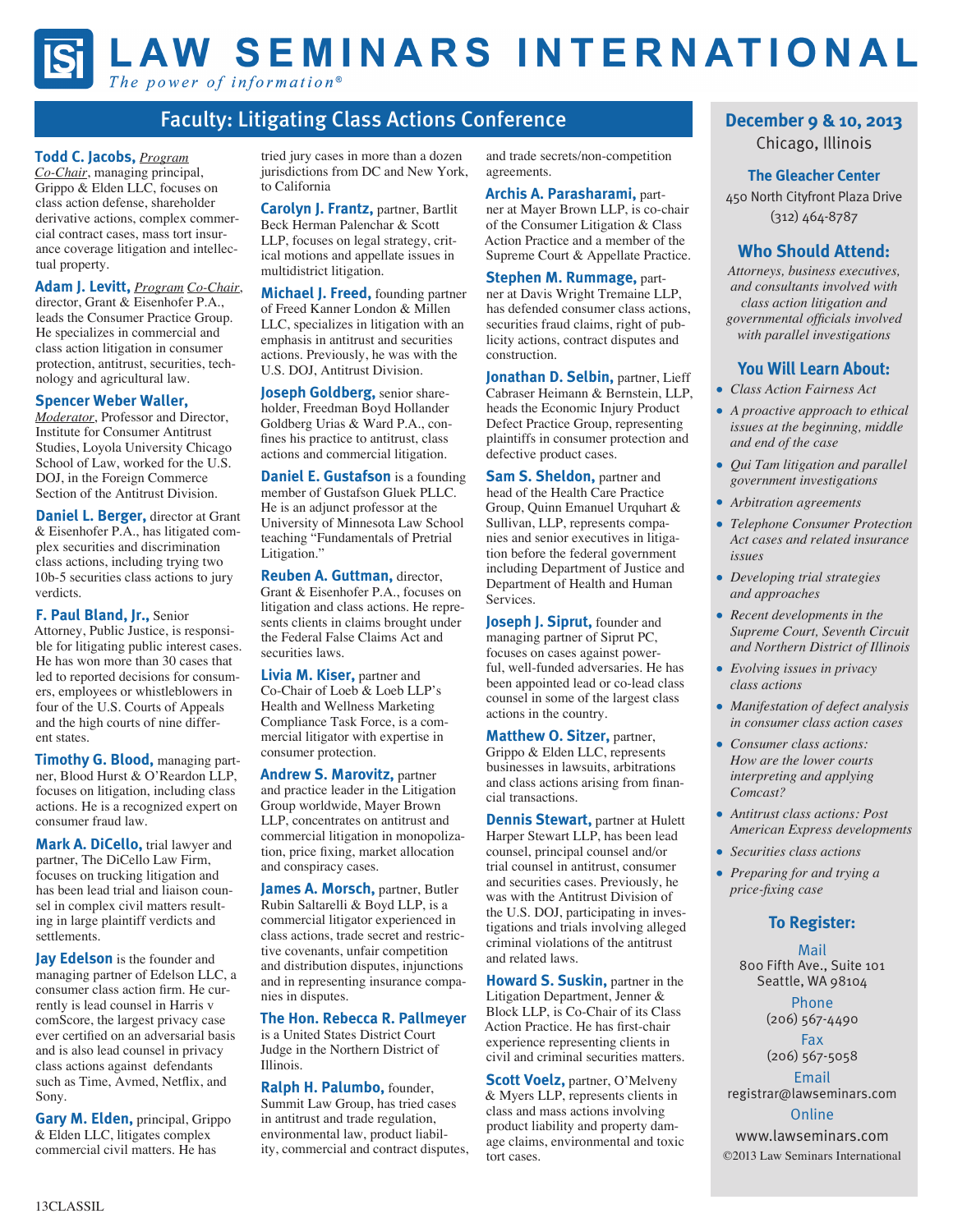# LAW SEMINARS INTERNATIONAL

*The power of information®*

## Faculty: Litigating Class Actions Conference

**Todd C. Jacobs,** *Program Co-Chair*, managing principal, Grippo & Elden LLC, focuses on class action defense, shareholder derivative actions, complex commercial contract cases, mass tort insurance coverage litigation and intellectual property.

**Adam J. Levitt,** *Program Co-Chair*, director, Grant & Eisenhofer P.A., leads the Consumer Practice Group. He specializes in commercial and class action litigation in consumer protection, antitrust, securities, technology and agricultural law.

**Spencer Weber Waller,** *Moderator*, Professor and Director, Institute for Consumer Antitrust Studies, Loyola University Chicago School of Law, worked for the U.S. DOJ, in the Foreign Commerce Section of the Antitrust Division.

**Daniel L. Berger,** director at Grant & Eisenhofer P.A., has litigated complex securities and discrimination class actions, including trying two 10b-5 securities class actions to jury verdicts.

**F. Paul Bland, Jr.,** Senior Attorney, Public Justice, is responsible for litigating public interest cases. He has won more than 30 cases that led to reported decisions for consumers, employees or whistleblowers in four of the U.S. Courts of Appeals and the high courts of nine different states.

**Timothy G. Blood,** managing partner, Blood Hurst & O'Reardon LLP, focuses on litigation, including class actions. He is a recognized expert on consumer fraud law.

**Mark A. DiCello,** trial lawyer and partner, The DiCello Law Firm, focuses on trucking litigation and has been lead trial and liaison counsel in complex civil matters resulting in large plaintiff verdicts and settlements.

**Jay Edelson** is the founder and managing partner of Edelson LLC, a consumer class action firm. He currently is lead counsel in Harris v comScore, the largest privacy case ever certified on an adversarial basis and is also lead counsel in privacy class actions against defendants such as Time, Avmed, Netflix, and Sony.

**Gary M. Elden,** principal, Grippo & Elden LLC, litigates complex commercial civil matters. He has tried jury cases in more than a dozen jurisdictions from DC and New York, to California

**Carolyn J. Frantz,** partner, Bartlit Beck Herman Palenchar & Scott LLP, focuses on legal strategy, critical motions and appellate issues in multidistrict litigation.

**Michael J. Freed,** founding partner of Freed Kanner London & Millen LLC, specializes in litigation with an emphasis in antitrust and securities actions. Previously, he was with the U.S. DOJ, Antitrust Division.

**Joseph Goldberg,** senior shareholder, Freedman Boyd Hollander Goldberg Urias & Ward P.A., confines his practice to antitrust, class actions and commercial litigation.

**Daniel E. Gustafson** is a founding member of Gustafson Gluek PLLC. He is an adjunct professor at the University of Minnesota Law School teaching "Fundamentals of Pretrial Litigation."

**Reuben A. Guttman,** director, Grant & Eisenhofer P.A., focuses on litigation and class actions. He represents clients in claims brought under the Federal False Claims Act and securities laws.

**Livia M. Kiser,** partner and Co-Chair of Loeb & Loeb LLP's Health and Wellness Marketing Compliance Task Force, is a commercial litigator with expertise in consumer protection.

**Andrew S. Marovitz,** partner and practice leader in the Litigation Group worldwide, Mayer Brown LLP, concentrates on antitrust and commercial litigation in monopolization, price fixing, market allocation and conspiracy cases.

**James A. Morsch,** partner, Butler Rubin Saltarelli & Boyd LLP, is a commercial litigator experienced in class actions, trade secret and restrictive covenants, unfair competition and distribution disputes, injunctions and in representing insurance companies in disputes.

**The Hon. Rebecca R. Pallmeyer** is a United States District Court Judge in the Northern District of Illinois.

**Ralph H. Palumbo,** founder, Summit Law Group, has tried cases in antitrust and trade regulation, environmental law, product liability, commercial and contract disputes, and trade secrets/non-competition agreements.

**Archis A. Parasharami,** partner at Mayer Brown LLP, is co-chair of the Consumer Litigation & Class Action Practice and a member of the Supreme Court & Appellate Practice.

**Stephen M. Rummage,** partner at Davis Wright Tremaine LLP, has defended consumer class actions, securities fraud claims, right of publicity actions, contract disputes and construction.

**Jonathan D. Selbin,** partner, Lieff Cabraser Heimann & Bernstein, LLP, heads the Economic Injury Product Defect Practice Group, representing plaintiffs in consumer protection and defective product cases.

**Sam S. Sheldon,** partner and head of the Health Care Practice Group, Quinn Emanuel Urquhart & Sullivan, LLP, represents companies and senior executives in litigation before the federal government including Department of Justice and Department of Health and Human Services.

**Joseph J. Siprut,** founder and managing partner of Siprut PC, focuses on cases against powerful, well-funded adversaries. He has been appointed lead or co-lead class counsel in some of the largest class actions in the country.

**Matthew O. Sitzer,** partner, Grippo & Elden LLC, represents businesses in lawsuits, arbitrations and class actions arising from financial transactions.

**Dennis Stewart,** partner at Hulett Harper Stewart LLP, has been lead counsel, principal counsel and/or trial counsel in antitrust, consumer and securities cases. Previously, he was with the Antitrust Division of the U.S. DOJ, participating in investigations and trials involving alleged criminal violations of the antitrust and related laws.

**Howard S. Suskin,** partner in the Litigation Department, Jenner & Block LLP, is Co-Chair of its Class Action Practice. He has first-chair experience representing clients in civil and criminal securities matters.

**Scott Voelz,** partner, O'Melveny & Myers LLP, represents clients in class and mass actions involving product liability and property damage claims, environmental and toxic tort cases.

**December 9 & 10, 2013**
Chicago, Illinois

**The Gleacher Center**
450 North Cityfront Plaza Drive
(312) 464-8787

### Who Should Attend:

*Attorneys, business executives, and consultants involved with class action litigation and governmental officials involved with parallel investigations*

### You Will Learn About:

- *Class Action Fairness Act*
- *A proactive approach to ethical issues at the beginning, middle and end of the case*
- *Qui Tam litigation and parallel government investigations*
- *Arbitration agreements*
- *Telephone Consumer Protection Act cases and related insurance issues*
- *Developing trial strategies and approaches*
- *Recent developments in the Supreme Court, Seventh Circuit and Northern District of Illinois*
- *Evolving issues in privacy class actions*
- *Manifestation of defect analysis in consumer class action cases*
- *Consumer class actions: How are the lower courts interpreting and applying Comcast?*
- *Antitrust class actions: Post American Express developments*
- *Securities class actions*
- *Preparing for and trying a price-fixing case*

### To Register:

Mail
800 Fifth Ave., Suite 101
Seattle, WA 98104

Phone
(206) 567-4490

Fax
(206) 567-5058

Email
registrar@lawseminars.com

Online
www.lawseminars.com

©2013 Law Seminars International

13CLASSIL